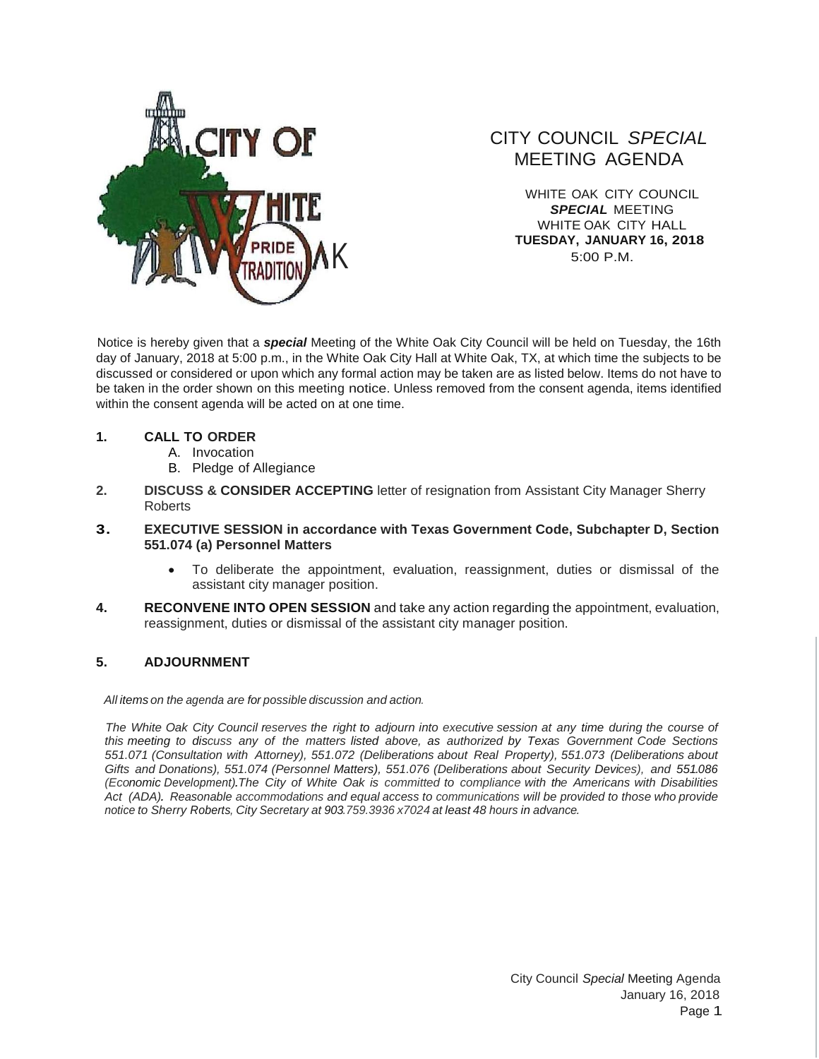# CITY COUNCIL *SPECIAL* MEETING AGENDA

WHITE OAK CITY COUNCIL
***SPECIAL*** MEETING
WHITE OAK CITY HALL
**TUESDAY, JANUARY 16, 2018**
5:00 P.M.

Notice is hereby given that a ***special*** Meeting of the White Oak City Council will be held on Tuesday, the 16th day of January, 2018 at 5:00 p.m., in the White Oak City Hall at White Oak, TX, at which time the subjects to be discussed or considered or upon which any formal action may be taken are as listed below. Items do not have to be taken in the order shown on this meeting notice. Unless removed from the consent agenda, items identified within the consent agenda will be acted on at one time.

1. **CALL TO ORDER**
   - A. Invocation
   - B. Pledge of Allegiance
2. **DISCUSS & CONSIDER ACCEPTING** letter of resignation from Assistant City Manager Sherry Roberts
3. **EXECUTIVE SESSION in accordance with Texas Government Code, Subchapter D, Section 551.074 (a) Personnel Matters**
   - To deliberate the appointment, evaluation, reassignment, duties or dismissal of the assistant city manager position.
4. **RECONVENE INTO OPEN SESSION** and take any action regarding the appointment, evaluation, reassignment, duties or dismissal of the assistant city manager position.
5. **ADJOURNMENT**

*All items on the agenda are for possible discussion and action.*

*The White Oak City Council reserves the right to adjourn into executive session at any time during the course of this meeting to discuss any of the matters listed above, as authorized by Texas Government Code Sections 551.071 (Consultation with Attorney), 551.072 (Deliberations about Real Property), 551.073 (Deliberations about Gifts and Donations), 551.074 (Personnel Matters), 551.076 (Deliberations about Security Devices), and 551.086 (Economic Development). The City of White Oak is committed to compliance with the Americans with Disabilities Act (ADA). Reasonable accommodations and equal access to communications will be provided to those who provide notice to Sherry Roberts, City Secretary at 903.759.3936 x7024 at least 48 hours in advance.*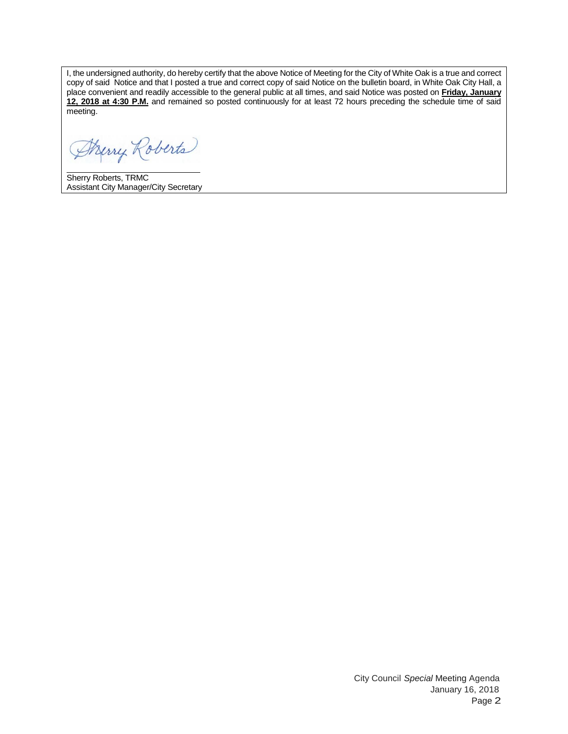I, the undersigned authority, do hereby certify that the above Notice of Meeting for the City of White Oak is a true and correct copy of said Notice and that I posted a true and correct copy of said Notice on the bulletin board, in White Oak City Hall, a place convenient and readily accessible to the general public at all times, and said Notice was posted on **Friday, January 12, 2018 at 4:30 P.M.** and remained so posted continuously for at least 72 hours preceding the schedule time of said meeting.

Sherry Roberts

Sherry Roberts, TRMC
Assistant City Manager/City Secretary